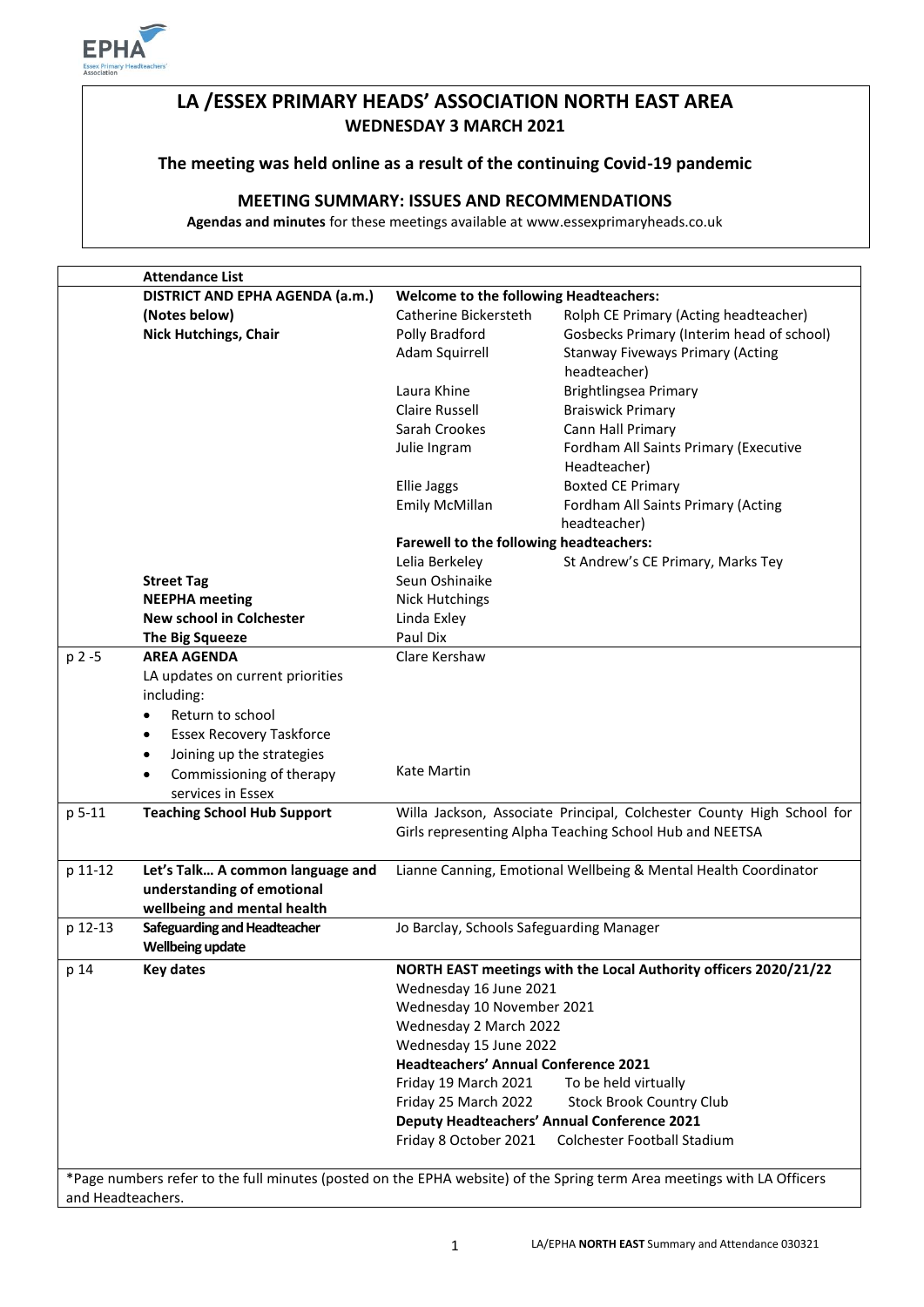# LA /ESSEX PRIMARY HEADS' ASSOCIATION NORTH EAST AREA

## WEDNESDAY 3 MARCH 2021

### The meeting was held online as a result of the continuing Covid-19 pandemic

### MEETING SUMMARY: ISSUES AND RECOMMENDATIONS

**Agendas and minutes** for these meetings available at www.essexprimaryheads.co.uk

| | Attendance List | | |
|---|---|---|---|
| | **DISTRICT AND EPHA AGENDA (a.m.)** | **Welcome to the following Headteachers:** | |
| | **(Notes below)** | Catherine Bickersteth | Rolph CE Primary (Acting headteacher) |
| | **Nick Hutchings, Chair** | Polly Bradford | Gosbecks Primary (Interim head of school) |
| | | Adam Squirrell | Stanway Fiveways Primary (Acting headteacher) |
| | | Laura Khine | Brightlingsea Primary |
| | | Claire Russell | Braiswick Primary |
| | | Sarah Crookes | Cann Hall Primary |
| | | Julie Ingram | Fordham All Saints Primary (Executive Headteacher) |
| | | Ellie Jaggs | Boxted CE Primary |
| | | Emily McMillan | Fordham All Saints Primary (Acting headteacher) |
| | | **Farewell to the following headteachers:** | |
| | | Lelia Berkeley | St Andrew's CE Primary, Marks Tey |
| | **Street Tag** | Seun Oshinaike | |
| | **NEEPHA meeting** | Nick Hutchings | |
| | **New school in Colchester** | Linda Exley | |
| | **The Big Squeeze** | Paul Dix | |
| p 2 -5 | **AREA AGENDA**<br>LA updates on current priorities including:<br>• Return to school<br>• Essex Recovery Taskforce<br>• Joining up the strategies<br>• Commissioning of therapy services in Essex | Clare Kershaw<br><br><br><br><br>Kate Martin | |
| p 5-11 | **Teaching School Hub Support** | Willa Jackson, Associate Principal, Colchester County High School for Girls representing Alpha Teaching School Hub and NEETSA | |
| p 11-12 | **Let's Talk… A common language and understanding of emotional wellbeing and mental health** | Lianne Canning, Emotional Wellbeing & Mental Health Coordinator | |
| p 12-13 | **Safeguarding and Headteacher Wellbeing update** | Jo Barclay, Schools Safeguarding Manager | |
| p 14 | **Key dates** | **NORTH EAST meetings with the Local Authority officers 2020/21/22** | |
| | | Wednesday 16 June 2021 | |
| | | Wednesday 10 November 2021 | |
| | | Wednesday 2 March 2022 | |
| | | Wednesday 15 June 2022 | |
| | | **Headteachers' Annual Conference 2021** | |
| | | Friday 19 March 2021 | To be held virtually |
| | | Friday 25 March 2022 | Stock Brook Country Club |
| | | **Deputy Headteachers' Annual Conference 2021** | |
| | | Friday 8 October 2021 | Colchester Football Stadium |

*Page numbers refer to the full minutes (posted on the EPHA website) of the Spring term Area meetings with LA Officers and Headteachers.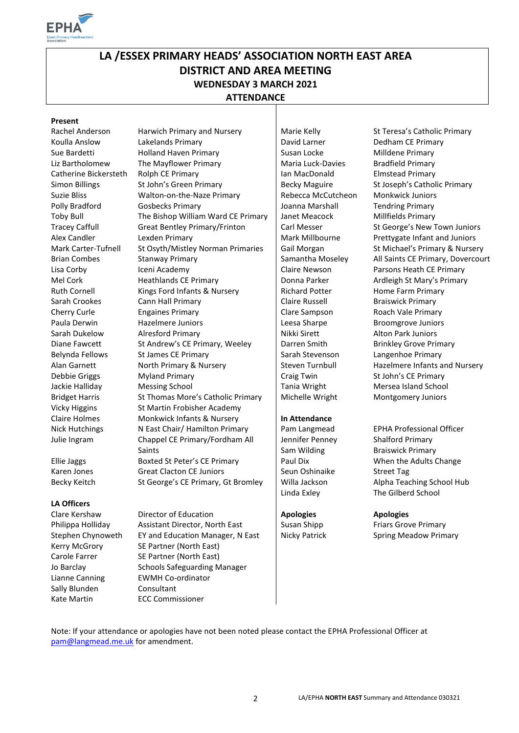# LA /ESSEX PRIMARY HEADS' ASSOCIATION NORTH EAST AREA
# DISTRICT AND AREA MEETING
## WEDNESDAY 3 MARCH 2021
## ATTENDANCE

**Present**

| | |
|---|---|
| Rachel Anderson | Harwich Primary and Nursery |
| Koulla Anslow | Lakelands Primary |
| Sue Bardetti | Holland Haven Primary |
| Liz Bartholomew | The Mayflower Primary |
| Catherine Bickersteth | Rolph CE Primary |
| Simon Billings | St John's Green Primary |
| Suzie Bliss | Walton-on-the-Naze Primary |
| Polly Bradford | Gosbecks Primary |
| Toby Bull | The Bishop William Ward CE Primary |
| Tracey Caffull | Great Bentley Primary/Frinton |
| Alex Candler | Lexden Primary |
| Mark Carter-Tufnell | St Osyth/Mistley Norman Primaries |
| Brian Combes | Stanway Primary |
| Lisa Corby | Iceni Academy |
| Mel Cork | Heathlands CE Primary |
| Ruth Cornell | Kings Ford Infants & Nursery |
| Sarah Crookes | Cann Hall Primary |
| Cherry Curle | Engaines Primary |
| Paula Derwin | Hazelmere Juniors |
| Sarah Dukelow | Alresford Primary |
| Diane Fawcett | St Andrew's CE Primary, Weeley |
| Belynda Fellows | St James CE Primary |
| Alan Garnett | North Primary & Nursery |
| Debbie Griggs | Myland Primary |
| Jackie Halliday | Messing School |
| Bridget Harris | St Thomas More's Catholic Primary |
| Vicky Higgins | St Martin Frobisher Academy |
| Claire Holmes | Monkwick Infants & Nursery |
| Nick Hutchings | N East Chair/ Hamilton Primary |
| Julie Ingram | Chappel CE Primary/Fordham All Saints |
| Ellie Jaggs | Boxted St Peter's CE Primary |
| Karen Jones | Great Clacton CE Juniors |
| Becky Keitch | St George's CE Primary, Gt Bromley |
| Marie Kelly | St Teresa's Catholic Primary |
| David Larner | Dedham CE Primary |
| Susan Locke | Milldene Primary |
| Maria Luck-Davies | Bradfield Primary |
| Ian MacDonald | Elmstead Primary |
| Becky Maguire | St Joseph's Catholic Primary |
| Rebecca McCutcheon | Monkwick Juniors |
| Joanna Marshall | Tendring Primary |
| Janet Meacock | Millfields Primary |
| Carl Messer | St George's New Town Juniors |
| Mark Millbourne | Prettygate Infant and Juniors |
| Gail Morgan | St Michael's Primary & Nursery |
| Samantha Moseley | All Saints CE Primary, Dovercourt |
| Claire Newson | Parsons Heath CE Primary |
| Donna Parker | Ardleigh St Mary's Primary |
| Richard Potter | Home Farm Primary |
| Claire Russell | Braiswick Primary |
| Clare Sampson | Roach Vale Primary |
| Leesa Sharpe | Broomgrove Juniors |
| Nikki Sirett | Alton Park Juniors |
| Darren Smith | Brinkley Grove Primary |
| Sarah Stevenson | Langenhoe Primary |
| Steven Turnbull | Hazelmere Infants and Nursery |
| Craig Twin | St John's CE Primary |
| Tania Wright | Mersea Island School |
| Michelle Wright | Montgomery Juniors |

**LA Officers**

| | |
|---|---|
| Clare Kershaw | Director of Education |
| Philippa Holliday | Assistant Director, North East |
| Stephen Chynoweth | EY and Education Manager, N East |
| Kerry McGrory | SE Partner (North East) |
| Carole Farrer | SE Partner (North East) |
| Jo Barclay | Schools Safeguarding Manager |
| Lianne Canning | EWMH Co-ordinator |
| Sally Blunden | Consultant |
| Kate Martin | ECC Commissioner |

**In Attendance**

| | |
|---|---|
| Pam Langmead | EPHA Professional Officer |
| Jennifer Penney | Shalford Primary |
| Sam Wilding | Braiswick Primary |
| Paul Dix | When the Adults Change |
| Seun Oshinaike | Street Tag |
| Willa Jackson | Alpha Teaching School Hub |
| Linda Exley | The Gilberd School |

**Apologies**

| | |
|---|---|
| Susan Shipp | Friars Grove Primary |
| Nicky Patrick | Spring Meadow Primary |

Note: If your attendance or apologies have not been noted please contact the EPHA Professional Officer at pam@langmead.me.uk for amendment.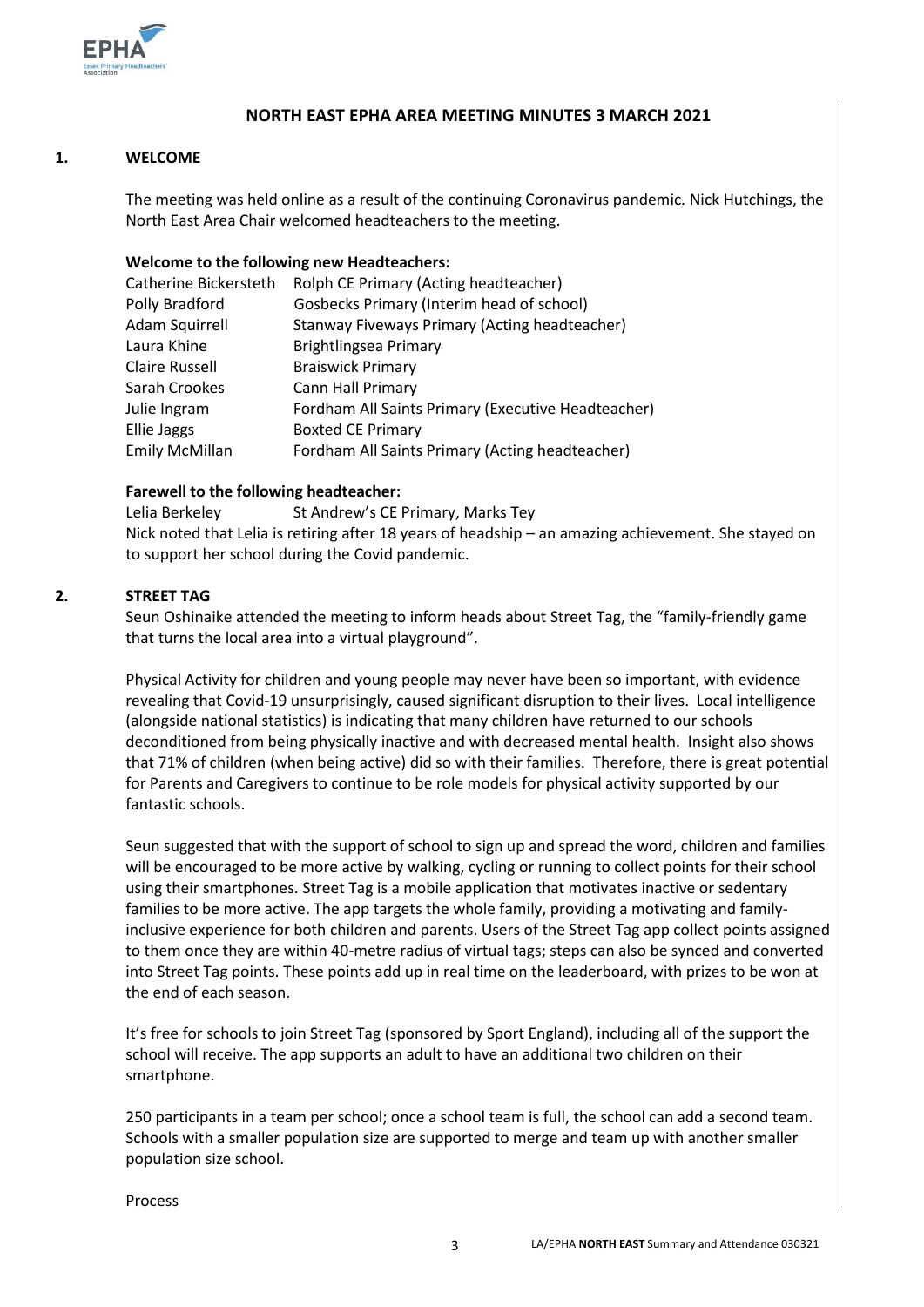# NORTH EAST EPHA AREA MEETING MINUTES 3 MARCH 2021

## 1. WELCOME

The meeting was held online as a result of the continuing Coronavirus pandemic. Nick Hutchings, the North East Area Chair welcomed headteachers to the meeting.

**Welcome to the following new Headteachers:**

| | |
|---|---|
| Catherine Bickersteth | Rolph CE Primary (Acting headteacher) |
| Polly Bradford | Gosbecks Primary (Interim head of school) |
| Adam Squirrell | Stanway Fiveways Primary (Acting headteacher) |
| Laura Khine | Brightlingsea Primary |
| Claire Russell | Braiswick Primary |
| Sarah Crookes | Cann Hall Primary |
| Julie Ingram | Fordham All Saints Primary (Executive Headteacher) |
| Ellie Jaggs | Boxted CE Primary |
| Emily McMillan | Fordham All Saints Primary (Acting headteacher) |

**Farewell to the following headteacher:**

Lelia Berkeley St Andrew's CE Primary, Marks Tey

Nick noted that Lelia is retiring after 18 years of headship – an amazing achievement. She stayed on to support her school during the Covid pandemic.

## 2. STREET TAG

Seun Oshinaike attended the meeting to inform heads about Street Tag, the "family-friendly game that turns the local area into a virtual playground".

Physical Activity for children and young people may never have been so important, with evidence revealing that Covid-19 unsurprisingly, caused significant disruption to their lives. Local intelligence (alongside national statistics) is indicating that many children have returned to our schools deconditioned from being physically inactive and with decreased mental health. Insight also shows that 71% of children (when being active) did so with their families. Therefore, there is great potential for Parents and Caregivers to continue to be role models for physical activity supported by our fantastic schools.

Seun suggested that with the support of school to sign up and spread the word, children and families will be encouraged to be more active by walking, cycling or running to collect points for their school using their smartphones. Street Tag is a mobile application that motivates inactive or sedentary families to be more active. The app targets the whole family, providing a motivating and family-inclusive experience for both children and parents. Users of the Street Tag app collect points assigned to them once they are within 40-metre radius of virtual tags; steps can also be synced and converted into Street Tag points. These points add up in real time on the leaderboard, with prizes to be won at the end of each season.

It's free for schools to join Street Tag (sponsored by Sport England), including all of the support the school will receive. The app supports an adult to have an additional two children on their smartphone.

250 participants in a team per school; once a school team is full, the school can add a second team. Schools with a smaller population size are supported to merge and team up with another smaller population size school.

Process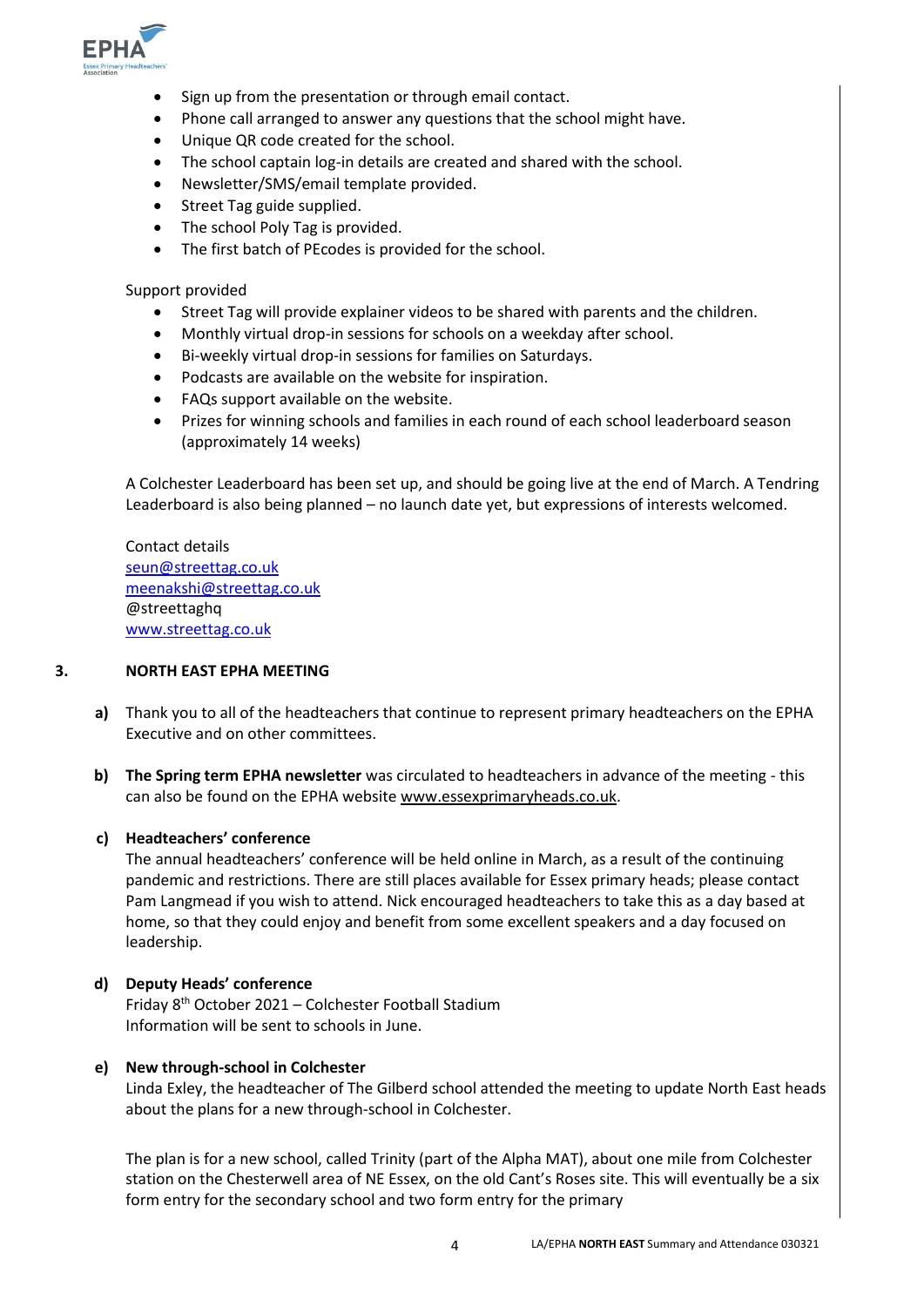- Sign up from the presentation or through email contact.
- Phone call arranged to answer any questions that the school might have.
- Unique QR code created for the school.
- The school captain log-in details are created and shared with the school.
- Newsletter/SMS/email template provided.
- Street Tag guide supplied.
- The school Poly Tag is provided.
- The first batch of PEcodes is provided for the school.

Support provided

- Street Tag will provide explainer videos to be shared with parents and the children.
- Monthly virtual drop-in sessions for schools on a weekday after school.
- Bi-weekly virtual drop-in sessions for families on Saturdays.
- Podcasts are available on the website for inspiration.
- FAQs support available on the website.
- Prizes for winning schools and families in each round of each school leaderboard season (approximately 14 weeks)

A Colchester Leaderboard has been set up, and should be going live at the end of March. A Tendring Leaderboard is also being planned – no launch date yet, but expressions of interests welcomed.

Contact details
seun@streettag.co.uk
meenakshi@streettag.co.uk
@streettaghq
www.streettag.co.uk

## 3. NORTH EAST EPHA MEETING

**a)** Thank you to all of the headteachers that continue to represent primary headteachers on the EPHA Executive and on other committees.

**b)** **The Spring term EPHA newsletter** was circulated to headteachers in advance of the meeting - this can also be found on the EPHA website www.essexprimaryheads.co.uk.

**c)** **Headteachers' conference**
The annual headteachers' conference will be held online in March, as a result of the continuing pandemic and restrictions. There are still places available for Essex primary heads; please contact Pam Langmead if you wish to attend. Nick encouraged headteachers to take this as a day based at home, so that they could enjoy and benefit from some excellent speakers and a day focused on leadership.

**d)** **Deputy Heads' conference**
Friday 8th October 2021 – Colchester Football Stadium
Information will be sent to schools in June.

**e)** **New through-school in Colchester**
Linda Exley, the headteacher of The Gilberd school attended the meeting to update North East heads about the plans for a new through-school in Colchester.

The plan is for a new school, called Trinity (part of the Alpha MAT), about one mile from Colchester station on the Chesterwell area of NE Essex, on the old Cant's Roses site. This will eventually be a six form entry for the secondary school and two form entry for the primary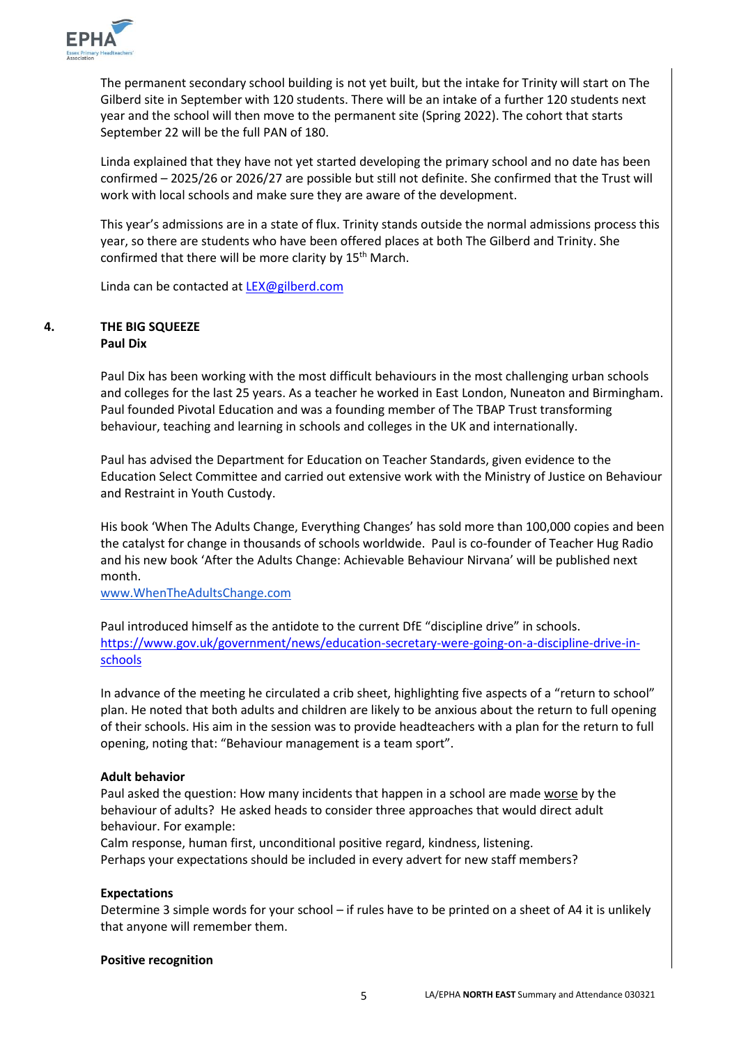The permanent secondary school building is not yet built, but the intake for Trinity will start on The Gilberd site in September with 120 students. There will be an intake of a further 120 students next year and the school will then move to the permanent site (Spring 2022). The cohort that starts September 22 will be the full PAN of 180.

Linda explained that they have not yet started developing the primary school and no date has been confirmed – 2025/26 or 2026/27 are possible but still not definite. She confirmed that the Trust will work with local schools and make sure they are aware of the development.

This year's admissions are in a state of flux. Trinity stands outside the normal admissions process this year, so there are students who have been offered places at both The Gilberd and Trinity. She confirmed that there will be more clarity by 15th March.

Linda can be contacted at LEX@gilberd.com

## 4. THE BIG SQUEEZE

**Paul Dix**

Paul Dix has been working with the most difficult behaviours in the most challenging urban schools and colleges for the last 25 years. As a teacher he worked in East London, Nuneaton and Birmingham. Paul founded Pivotal Education and was a founding member of The TBAP Trust transforming behaviour, teaching and learning in schools and colleges in the UK and internationally.

Paul has advised the Department for Education on Teacher Standards, given evidence to the Education Select Committee and carried out extensive work with the Ministry of Justice on Behaviour and Restraint in Youth Custody.

His book 'When The Adults Change, Everything Changes' has sold more than 100,000 copies and been the catalyst for change in thousands of schools worldwide. Paul is co-founder of Teacher Hug Radio and his new book 'After the Adults Change: Achievable Behaviour Nirvana' will be published next month.
www.WhenTheAdultsChange.com

Paul introduced himself as the antidote to the current DfE "discipline drive" in schools.
https://www.gov.uk/government/news/education-secretary-were-going-on-a-discipline-drive-in-schools

In advance of the meeting he circulated a crib sheet, highlighting five aspects of a "return to school" plan. He noted that both adults and children are likely to be anxious about the return to full opening of their schools. His aim in the session was to provide headteachers with a plan for the return to full opening, noting that: "Behaviour management is a team sport".

**Adult behavior**

Paul asked the question: How many incidents that happen in a school are made worse by the behaviour of adults? He asked heads to consider three approaches that would direct adult behaviour. For example:
Calm response, human first, unconditional positive regard, kindness, listening.
Perhaps your expectations should be included in every advert for new staff members?

**Expectations**

Determine 3 simple words for your school – if rules have to be printed on a sheet of A4 it is unlikely that anyone will remember them.

**Positive recognition**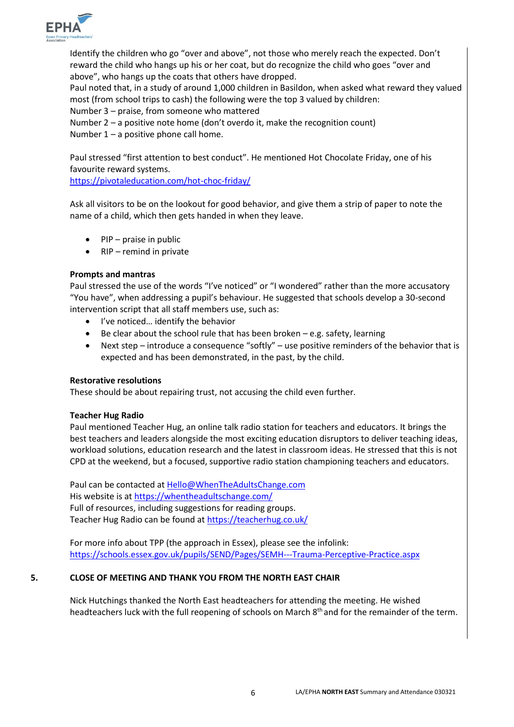Identify the children who go "over and above", not those who merely reach the expected. Don't reward the child who hangs up his or her coat, but do recognize the child who goes "over and above", who hangs up the coats that others have dropped.
Paul noted that, in a study of around 1,000 children in Basildon, when asked what reward they valued most (from school trips to cash) the following were the top 3 valued by children:
Number 3 – praise, from someone who mattered
Number 2 – a positive note home (don't overdo it, make the recognition count)
Number 1 – a positive phone call home.

Paul stressed "first attention to best conduct". He mentioned Hot Chocolate Friday, one of his favourite reward systems.
https://pivotaleducation.com/hot-choc-friday/

Ask all visitors to be on the lookout for good behavior, and give them a strip of paper to note the name of a child, which then gets handed in when they leave.

- PIP – praise in public
- RIP – remind in private

**Prompts and mantras**
Paul stressed the use of the words "I've noticed" or "I wondered" rather than the more accusatory "You have", when addressing a pupil's behaviour. He suggested that schools develop a 30-second intervention script that all staff members use, such as:

- I've noticed… identify the behavior
- Be clear about the school rule that has been broken – e.g. safety, learning
- Next step – introduce a consequence "softly" – use positive reminders of the behavior that is expected and has been demonstrated, in the past, by the child.

**Restorative resolutions**
These should be about repairing trust, not accusing the child even further.

**Teacher Hug Radio**
Paul mentioned Teacher Hug, an online talk radio station for teachers and educators. It brings the best teachers and leaders alongside the most exciting education disruptors to deliver teaching ideas, workload solutions, education research and the latest in classroom ideas. He stressed that this is not CPD at the weekend, but a focused, supportive radio station championing teachers and educators.

Paul can be contacted at Hello@WhenTheAdultsChange.com
His website is at https://whentheadultschange.com/
Full of resources, including suggestions for reading groups.
Teacher Hug Radio can be found at https://teacherhug.co.uk/

For more info about TPP (the approach in Essex), please see the infolink:
https://schools.essex.gov.uk/pupils/SEND/Pages/SEMH---Trauma-Perceptive-Practice.aspx

## 5. CLOSE OF MEETING AND THANK YOU FROM THE NORTH EAST CHAIR

Nick Hutchings thanked the North East headteachers for attending the meeting. He wished headteachers luck with the full reopening of schools on March 8th and for the remainder of the term.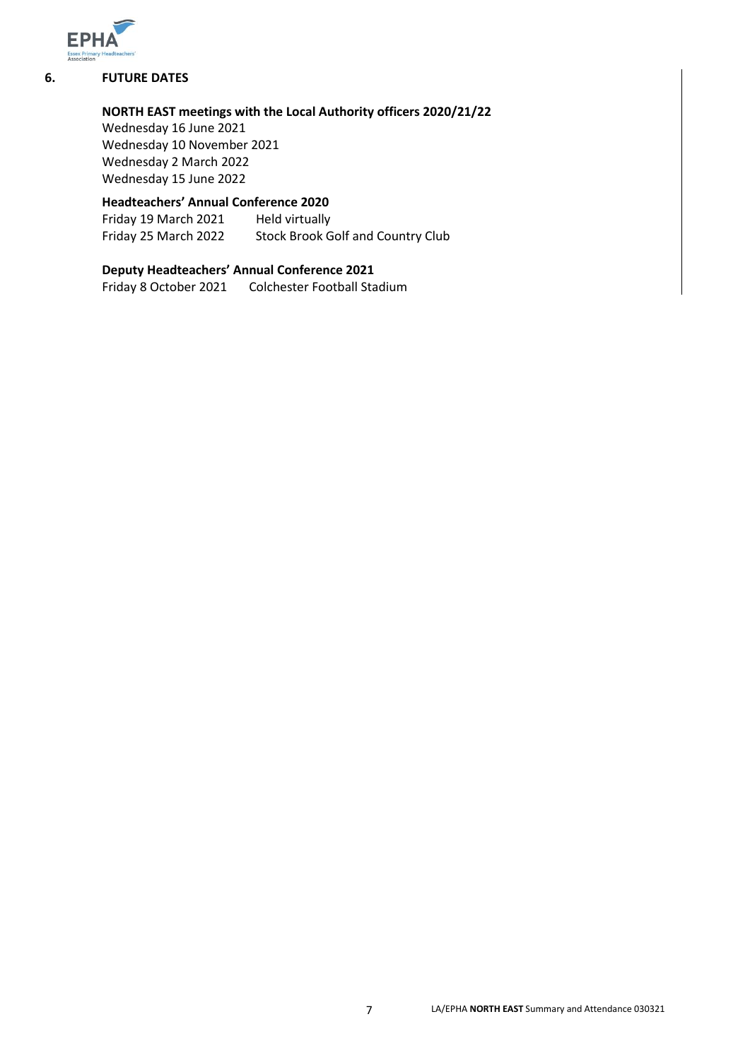## 6. FUTURE DATES

**NORTH EAST meetings with the Local Authority officers 2020/21/22**

Wednesday 16 June 2021
Wednesday 10 November 2021
Wednesday 2 March 2022
Wednesday 15 June 2022

**Headteachers' Annual Conference 2020**

| | |
|---|---|
| Friday 19 March 2021 | Held virtually |
| Friday 25 March 2022 | Stock Brook Golf and Country Club |

**Deputy Headteachers' Annual Conference 2021**

Friday 8 October 2021 Colchester Football Stadium